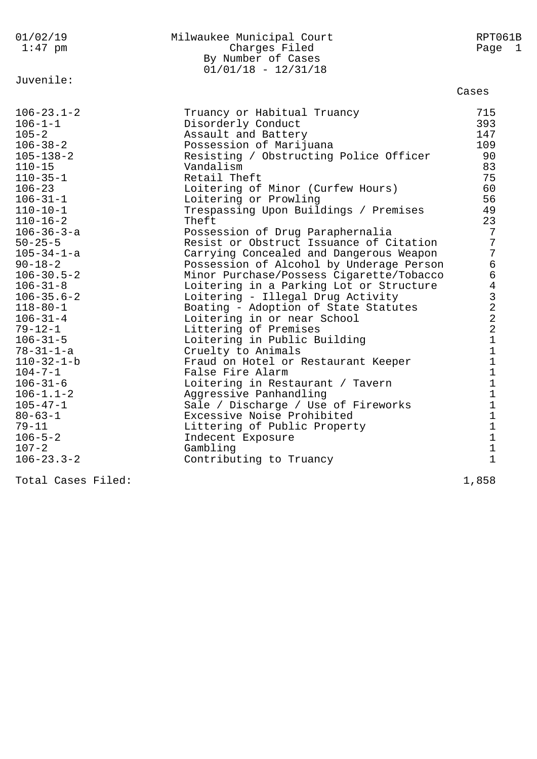# Milwaukee Municipal Court
## Charges Filed
### By Number of Cases
### 01/01/18 - 12/31/18

01/02/19 1:47 pm — RPT061B

**Juvenile:**

| Code | Charge | Cases |
|---|---|---|
| 106-23.1-2 | Truancy or Habitual Truancy | 715 |
| 106-1-1 | Disorderly Conduct | 393 |
| 105-2 | Assault and Battery | 147 |
| 106-38-2 | Possession of Marijuana | 109 |
| 105-138-2 | Resisting / Obstructing Police Officer | 90 |
| 110-15 | Vandalism | 83 |
| 110-35-1 | Retail Theft | 75 |
| 106-23 | Loitering of Minor (Curfew Hours) | 60 |
| 106-31-1 | Loitering or Prowling | 56 |
| 110-10-1 | Trespassing Upon Buildings / Premises | 49 |
| 110-16-2 | Theft | 23 |
| 106-36-3-a | Possession of Drug Paraphernalia | 7 |
| 50-25-5 | Resist or Obstruct Issuance of Citation | 7 |
| 105-34-1-a | Carrying Concealed and Dangerous Weapon | 7 |
| 90-18-2 | Possession of Alcohol by Underage Person | 6 |
| 106-30.5-2 | Minor Purchase/Possess Cigarette/Tobacco | 6 |
| 106-31-8 | Loitering in a Parking Lot or Structure | 4 |
| 106-35.6-2 | Loitering - Illegal Drug Activity | 3 |
| 118-80-1 | Boating - Adoption of State Statutes | 2 |
| 106-31-4 | Loitering in or near School | 2 |
| 79-12-1 | Littering of Premises | 2 |
| 106-31-5 | Loitering in Public Building | 1 |
| 78-31-1-a | Cruelty to Animals | 1 |
| 110-32-1-b | Fraud on Hotel or Restaurant Keeper | 1 |
| 104-7-1 | False Fire Alarm | 1 |
| 106-31-6 | Loitering in Restaurant / Tavern | 1 |
| 106-1.1-2 | Aggressive Panhandling | 1 |
| 105-47-1 | Sale / Discharge / Use of Fireworks | 1 |
| 80-63-1 | Excessive Noise Prohibited | 1 |
| 79-11 | Littering of Public Property | 1 |
| 106-5-2 | Indecent Exposure | 1 |
| 107-2 | Gambling | 1 |
| 106-23.3-2 | Contributing to Truancy | 1 |
| **Total Cases Filed:** | | **1,858** |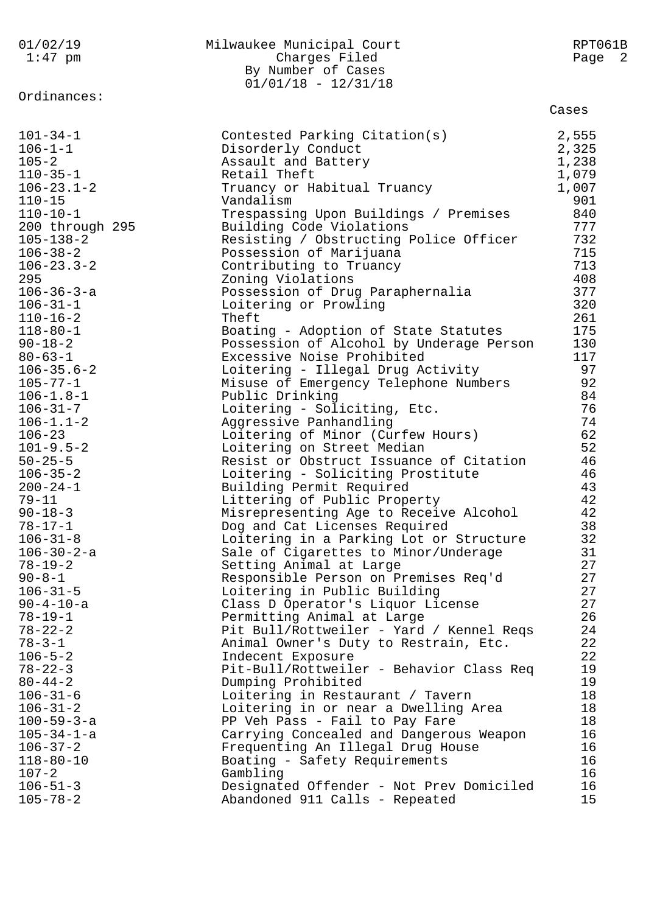Milwaukee Municipal Court
Charges Filed
By Number of Cases
01/01/18 - 12/31/18

Ordinances:

| Ordinance | Description | Cases |
|---|---|---|
| 101-34-1 | Contested Parking Citation(s) | 2,555 |
| 106-1-1 | Disorderly Conduct | 2,325 |
| 105-2 | Assault and Battery | 1,238 |
| 110-35-1 | Retail Theft | 1,079 |
| 106-23.1-2 | Truancy or Habitual Truancy | 1,007 |
| 110-15 | Vandalism | 901 |
| 110-10-1 | Trespassing Upon Buildings / Premises | 840 |
| 200 through 295 | Building Code Violations | 777 |
| 105-138-2 | Resisting / Obstructing Police Officer | 732 |
| 106-38-2 | Possession of Marijuana | 715 |
| 106-23.3-2 | Contributing to Truancy | 713 |
| 295 | Zoning Violations | 408 |
| 106-36-3-a | Possession of Drug Paraphernalia | 377 |
| 106-31-1 | Loitering or Prowling | 320 |
| 110-16-2 | Theft | 261 |
| 118-80-1 | Boating - Adoption of State Statutes | 175 |
| 90-18-2 | Possession of Alcohol by Underage Person | 130 |
| 80-63-1 | Excessive Noise Prohibited | 117 |
| 106-35.6-2 | Loitering - Illegal Drug Activity | 97 |
| 105-77-1 | Misuse of Emergency Telephone Numbers | 92 |
| 106-1.8-1 | Public Drinking | 84 |
| 106-31-7 | Loitering - Soliciting, Etc. | 76 |
| 106-1.1-2 | Aggressive Panhandling | 74 |
| 106-23 | Loitering of Minor (Curfew Hours) | 62 |
| 101-9.5-2 | Loitering on Street Median | 52 |
| 50-25-5 | Resist or Obstruct Issuance of Citation | 46 |
| 106-35-2 | Loitering - Soliciting Prostitute | 46 |
| 200-24-1 | Building Permit Required | 43 |
| 79-11 | Littering of Public Property | 42 |
| 90-18-3 | Misrepresenting Age to Receive Alcohol | 42 |
| 78-17-1 | Dog and Cat Licenses Required | 38 |
| 106-31-8 | Loitering in a Parking Lot or Structure | 32 |
| 106-30-2-a | Sale of Cigarettes to Minor/Underage | 31 |
| 78-19-2 | Setting Animal at Large | 27 |
| 90-8-1 | Responsible Person on Premises Req'd | 27 |
| 106-31-5 | Loitering in Public Building | 27 |
| 90-4-10-a | Class D Operator's Liquor License | 27 |
| 78-19-1 | Permitting Animal at Large | 26 |
| 78-22-2 | Pit Bull/Rottweiler - Yard / Kennel Reqs | 24 |
| 78-3-1 | Animal Owner's Duty to Restrain, Etc. | 22 |
| 106-5-2 | Indecent Exposure | 22 |
| 78-22-3 | Pit-Bull/Rottweiler - Behavior Class Req | 19 |
| 80-44-2 | Dumping Prohibited | 19 |
| 106-31-6 | Loitering in Restaurant / Tavern | 18 |
| 106-31-2 | Loitering in or near a Dwelling Area | 18 |
| 100-59-3-a | PP Veh Pass - Fail to Pay Fare | 18 |
| 105-34-1-a | Carrying Concealed and Dangerous Weapon | 16 |
| 106-37-2 | Frequenting An Illegal Drug House | 16 |
| 118-80-10 | Boating - Safety Requirements | 16 |
| 107-2 | Gambling | 16 |
| 106-51-3 | Designated Offender - Not Prev Domiciled | 16 |
| 105-78-2 | Abandoned 911 Calls - Repeated | 15 |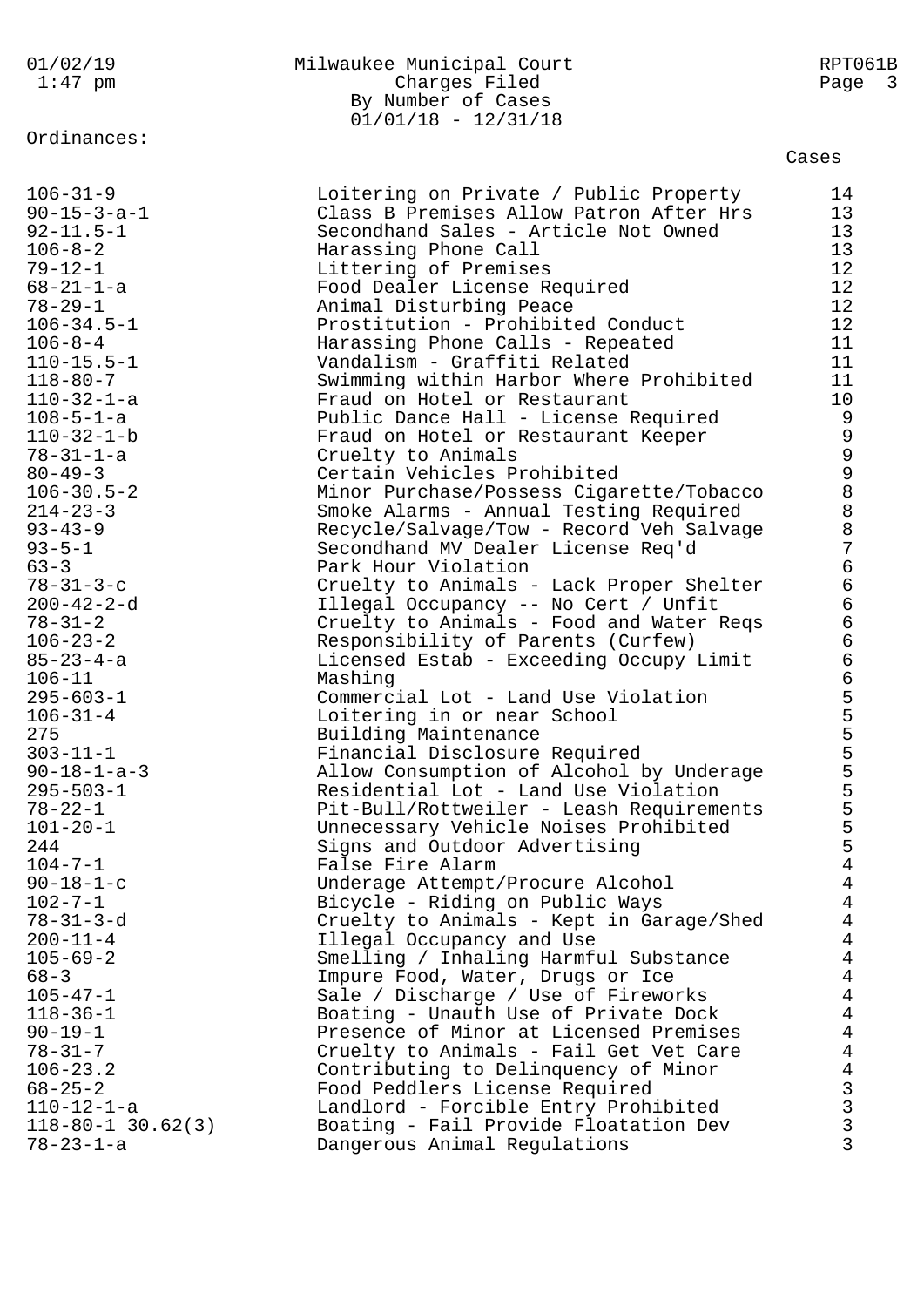Ordinances:

| Ordinance | Description | Cases |
|---|---|---|
| 106-31-9 | Loitering on Private / Public Property | 14 |
| 90-15-3-a-1 | Class B Premises Allow Patron After Hrs | 13 |
| 92-11.5-1 | Secondhand Sales - Article Not Owned | 13 |
| 106-8-2 | Harassing Phone Call | 13 |
| 79-12-1 | Littering of Premises | 12 |
| 68-21-1-a | Food Dealer License Required | 12 |
| 78-29-1 | Animal Disturbing Peace | 12 |
| 106-34.5-1 | Prostitution - Prohibited Conduct | 12 |
| 106-8-4 | Harassing Phone Calls - Repeated | 11 |
| 110-15.5-1 | Vandalism - Graffiti Related | 11 |
| 118-80-7 | Swimming within Harbor Where Prohibited | 11 |
| 110-32-1-a | Fraud on Hotel or Restaurant | 10 |
| 108-5-1-a | Public Dance Hall - License Required | 9 |
| 110-32-1-b | Fraud on Hotel or Restaurant Keeper | 9 |
| 78-31-1-a | Cruelty to Animals | 9 |
| 80-49-3 | Certain Vehicles Prohibited | 9 |
| 106-30.5-2 | Minor Purchase/Possess Cigarette/Tobacco | 8 |
| 214-23-3 | Smoke Alarms - Annual Testing Required | 8 |
| 93-43-9 | Recycle/Salvage/Tow - Record Veh Salvage | 8 |
| 93-5-1 | Secondhand MV Dealer License Req'd | 7 |
| 63-3 | Park Hour Violation | 6 |
| 78-31-3-c | Cruelty to Animals - Lack Proper Shelter | 6 |
| 200-42-2-d | Illegal Occupancy -- No Cert / Unfit | 6 |
| 78-31-2 | Cruelty to Animals - Food and Water Reqs | 6 |
| 106-23-2 | Responsibility of Parents (Curfew) | 6 |
| 85-23-4-a | Licensed Estab - Exceeding Occupy Limit | 6 |
| 106-11 | Mashing | 6 |
| 295-603-1 | Commercial Lot - Land Use Violation | 5 |
| 106-31-4 | Loitering in or near School | 5 |
| 275 | Building Maintenance | 5 |
| 303-11-1 | Financial Disclosure Required | 5 |
| 90-18-1-a-3 | Allow Consumption of Alcohol by Underage | 5 |
| 295-503-1 | Residential Lot - Land Use Violation | 5 |
| 78-22-1 | Pit-Bull/Rottweiler - Leash Requirements | 5 |
| 101-20-1 | Unnecessary Vehicle Noises Prohibited | 5 |
| 244 | Signs and Outdoor Advertising | 5 |
| 104-7-1 | False Fire Alarm | 4 |
| 90-18-1-c | Underage Attempt/Procure Alcohol | 4 |
| 102-7-1 | Bicycle - Riding on Public Ways | 4 |
| 78-31-3-d | Cruelty to Animals - Kept in Garage/Shed | 4 |
| 200-11-4 | Illegal Occupancy and Use | 4 |
| 105-69-2 | Smelling / Inhaling Harmful Substance | 4 |
| 68-3 | Impure Food, Water, Drugs or Ice | 4 |
| 105-47-1 | Sale / Discharge / Use of Fireworks | 4 |
| 118-36-1 | Boating - Unauth Use of Private Dock | 4 |
| 90-19-1 | Presence of Minor at Licensed Premises | 4 |
| 78-31-7 | Cruelty to Animals - Fail Get Vet Care | 4 |
| 106-23.2 | Contributing to Delinquency of Minor | 4 |
| 68-25-2 | Food Peddlers License Required | 3 |
| 110-12-1-a | Landlord - Forcible Entry Prohibited | 3 |
| 118-80-1 30.62(3) | Boating - Fail Provide Floatation Dev | 3 |
| 78-23-1-a | Dangerous Animal Regulations | 3 |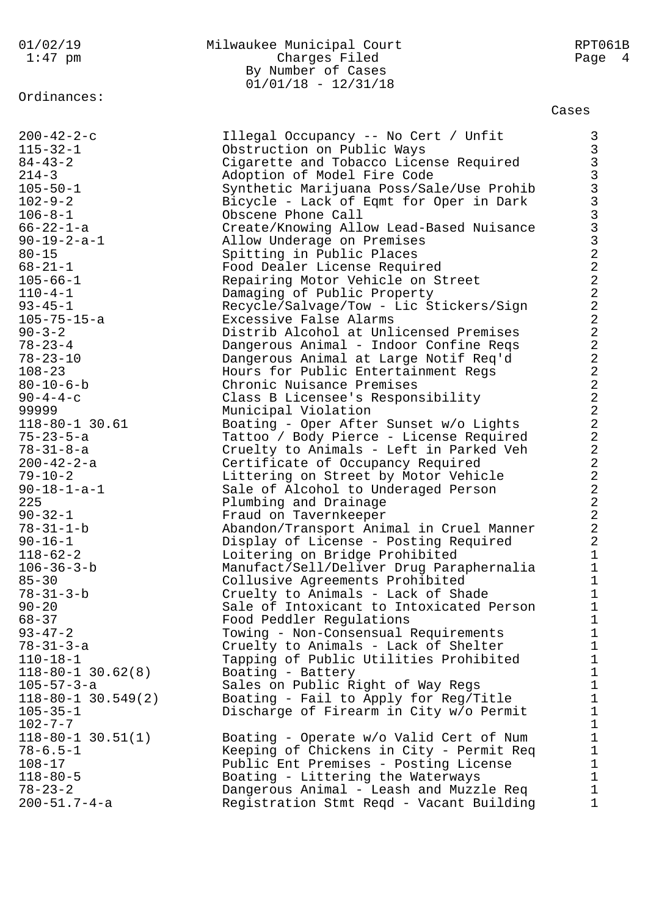Ordinances:

| Ordinance | Description | Cases |
|---|---|---|
| 200-42-2-c | Illegal Occupancy -- No Cert / Unfit | 3 |
| 115-32-1 | Obstruction on Public Ways | 3 |
| 84-43-2 | Cigarette and Tobacco License Required | 3 |
| 214-3 | Adoption of Model Fire Code | 3 |
| 105-50-1 | Synthetic Marijuana Poss/Sale/Use Prohib | 3 |
| 102-9-2 | Bicycle - Lack of Eqmt for Oper in Dark | 3 |
| 106-8-1 | Obscene Phone Call | 3 |
| 66-22-1-a | Create/Knowing Allow Lead-Based Nuisance | 3 |
| 90-19-2-a-1 | Allow Underage on Premises | 3 |
| 80-15 | Spitting in Public Places | 2 |
| 68-21-1 | Food Dealer License Required | 2 |
| 105-66-1 | Repairing Motor Vehicle on Street | 2 |
| 110-4-1 | Damaging of Public Property | 2 |
| 93-45-1 | Recycle/Salvage/Tow - Lic Stickers/Sign | 2 |
| 105-75-15-a | Excessive False Alarms | 2 |
| 90-3-2 | Distrib Alcohol at Unlicensed Premises | 2 |
| 78-23-4 | Dangerous Animal - Indoor Confine Reqs | 2 |
| 78-23-10 | Dangerous Animal at Large Notif Req'd | 2 |
| 108-23 | Hours for Public Entertainment Regs | 2 |
| 80-10-6-b | Chronic Nuisance Premises | 2 |
| 90-4-4-c | Class B Licensee's Responsibility | 2 |
| 99999 | Municipal Violation | 2 |
| 118-80-1 30.61 | Boating - Oper After Sunset w/o Lights | 2 |
| 75-23-5-a | Tattoo / Body Pierce - License Required | 2 |
| 78-31-8-a | Cruelty to Animals - Left in Parked Veh | 2 |
| 200-42-2-a | Certificate of Occupancy Required | 2 |
| 79-10-2 | Littering on Street by Motor Vehicle | 2 |
| 90-18-1-a-1 | Sale of Alcohol to Underaged Person | 2 |
| 225 | Plumbing and Drainage | 2 |
| 90-32-1 | Fraud on Tavernkeeper | 2 |
| 78-31-1-b | Abandon/Transport Animal in Cruel Manner | 2 |
| 90-16-1 | Display of License - Posting Required | 2 |
| 118-62-2 | Loitering on Bridge Prohibited | 1 |
| 106-36-3-b | Manufact/Sell/Deliver Drug Paraphernalia | 1 |
| 85-30 | Collusive Agreements Prohibited | 1 |
| 78-31-3-b | Cruelty to Animals - Lack of Shade | 1 |
| 90-20 | Sale of Intoxicant to Intoxicated Person | 1 |
| 68-37 | Food Peddler Regulations | 1 |
| 93-47-2 | Towing - Non-Consensual Requirements | 1 |
| 78-31-3-a | Cruelty to Animals - Lack of Shelter | 1 |
| 110-18-1 | Tapping of Public Utilities Prohibited | 1 |
| 118-80-1 30.62(8) | Boating - Battery | 1 |
| 105-57-3-a | Sales on Public Right of Way Regs | 1 |
| 118-80-1 30.549(2) | Boating - Fail to Apply for Reg/Title | 1 |
| 105-35-1 | Discharge of Firearm in City w/o Permit | 1 |
| 102-7-7 | | 1 |
| 118-80-1 30.51(1) | Boating - Operate w/o Valid Cert of Num | 1 |
| 78-6.5-1 | Keeping of Chickens in City - Permit Req | 1 |
| 108-17 | Public Ent Premises - Posting License | 1 |
| 118-80-5 | Boating - Littering the Waterways | 1 |
| 78-23-2 | Dangerous Animal - Leash and Muzzle Req | 1 |
| 200-51.7-4-a | Registration Stmt Reqd - Vacant Building | 1 |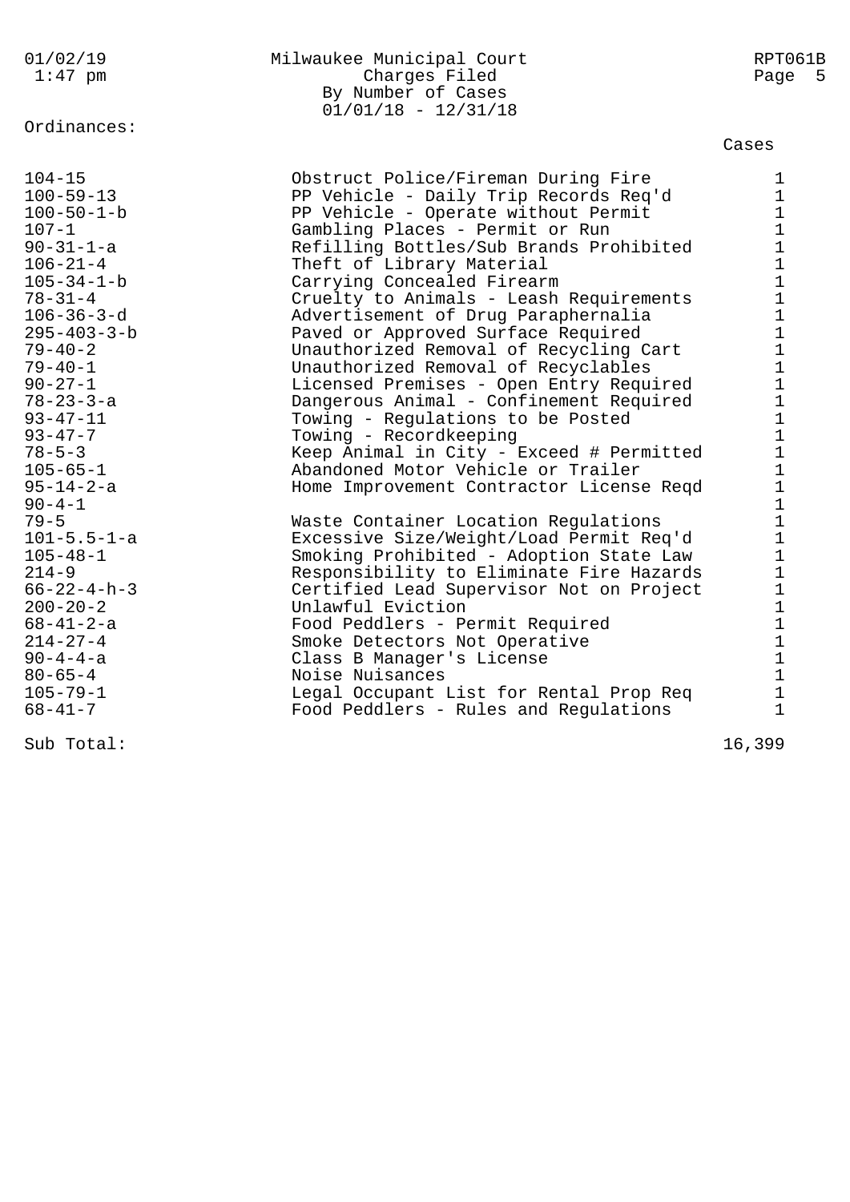Milwaukee Municipal Court
Charges Filed
By Number of Cases
01/01/18 - 12/31/18

Ordinances:

| Ordinance | Description | Cases |
|---|---|---|
| 104-15 | Obstruct Police/Fireman During Fire | 1 |
| 100-59-13 | PP Vehicle - Daily Trip Records Req'd | 1 |
| 100-50-1-b | PP Vehicle - Operate without Permit | 1 |
| 107-1 | Gambling Places - Permit or Run | 1 |
| 90-31-1-a | Refilling Bottles/Sub Brands Prohibited | 1 |
| 106-21-4 | Theft of Library Material | 1 |
| 105-34-1-b | Carrying Concealed Firearm | 1 |
| 78-31-4 | Cruelty to Animals - Leash Requirements | 1 |
| 106-36-3-d | Advertisement of Drug Paraphernalia | 1 |
| 295-403-3-b | Paved or Approved Surface Required | 1 |
| 79-40-2 | Unauthorized Removal of Recycling Cart | 1 |
| 79-40-1 | Unauthorized Removal of Recyclables | 1 |
| 90-27-1 | Licensed Premises - Open Entry Required | 1 |
| 78-23-3-a | Dangerous Animal - Confinement Required | 1 |
| 93-47-11 | Towing - Regulations to be Posted | 1 |
| 93-47-7 | Towing - Recordkeeping | 1 |
| 78-5-3 | Keep Animal in City - Exceed # Permitted | 1 |
| 105-65-1 | Abandoned Motor Vehicle or Trailer | 1 |
| 95-14-2-a | Home Improvement Contractor License Reqd | 1 |
| 90-4-1 | | 1 |
| 79-5 | Waste Container Location Regulations | 1 |
| 101-5.5-1-a | Excessive Size/Weight/Load Permit Req'd | 1 |
| 105-48-1 | Smoking Prohibited - Adoption State Law | 1 |
| 214-9 | Responsibility to Eliminate Fire Hazards | 1 |
| 66-22-4-h-3 | Certified Lead Supervisor Not on Project | 1 |
| 200-20-2 | Unlawful Eviction | 1 |
| 68-41-2-a | Food Peddlers - Permit Required | 1 |
| 214-27-4 | Smoke Detectors Not Operative | 1 |
| 90-4-4-a | Class B Manager's License | 1 |
| 80-65-4 | Noise Nuisances | 1 |
| 105-79-1 | Legal Occupant List for Rental Prop Req | 1 |
| 68-41-7 | Food Peddlers - Rules and Regulations | 1 |
| Sub Total: | | 16,399 |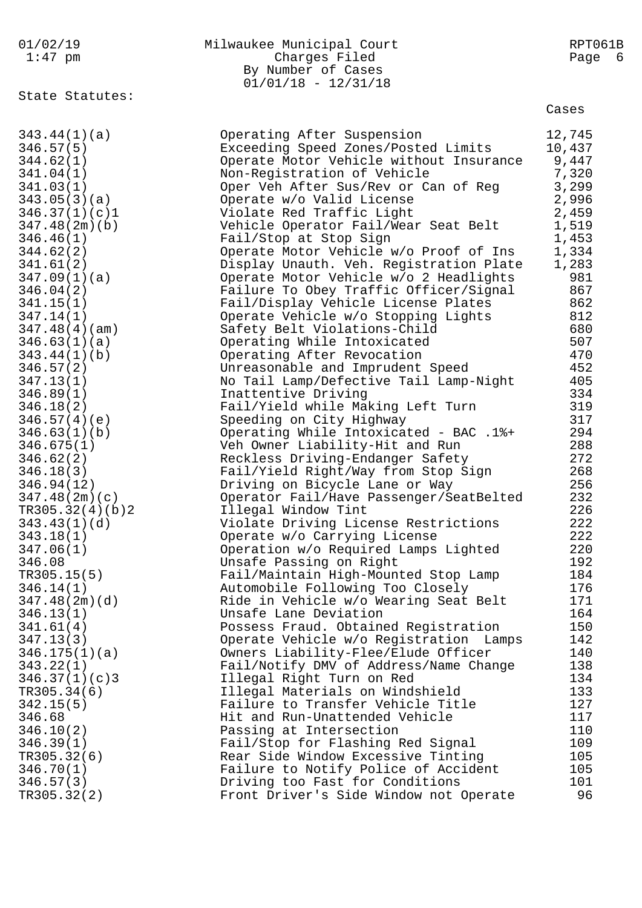Milwaukee Municipal Court
Charges Filed
By Number of Cases
01/01/18 - 12/31/18

State Statutes:

| Statute | Description | Cases |
|---|---|---|
| 343.44(1)(a) | Operating After Suspension | 12,745 |
| 346.57(5) | Exceeding Speed Zones/Posted Limits | 10,437 |
| 344.62(1) | Operate Motor Vehicle without Insurance | 9,447 |
| 341.04(1) | Non-Registration of Vehicle | 7,320 |
| 341.03(1) | Oper Veh After Sus/Rev or Can of Reg | 3,299 |
| 343.05(3)(a) | Operate w/o Valid License | 2,996 |
| 346.37(1)(c)1 | Violate Red Traffic Light | 2,459 |
| 347.48(2m)(b) | Vehicle Operator Fail/Wear Seat Belt | 1,519 |
| 346.46(1) | Fail/Stop at Stop Sign | 1,453 |
| 344.62(2) | Operate Motor Vehicle w/o Proof of Ins | 1,334 |
| 341.61(2) | Display Unauth. Veh. Registration Plate | 1,283 |
| 347.09(1)(a) | Operate Motor Vehicle w/o 2 Headlights | 981 |
| 346.04(2) | Failure To Obey Traffic Officer/Signal | 867 |
| 341.15(1) | Fail/Display Vehicle License Plates | 862 |
| 347.14(1) | Operate Vehicle w/o Stopping Lights | 812 |
| 347.48(4)(am) | Safety Belt Violations-Child | 680 |
| 346.63(1)(a) | Operating While Intoxicated | 507 |
| 343.44(1)(b) | Operating After Revocation | 470 |
| 346.57(2) | Unreasonable and Imprudent Speed | 452 |
| 347.13(1) | No Tail Lamp/Defective Tail Lamp-Night | 405 |
| 346.89(1) | Inattentive Driving | 334 |
| 346.18(2) | Fail/Yield while Making Left Turn | 319 |
| 346.57(4)(e) | Speeding on City Highway | 317 |
| 346.63(1)(b) | Operating While Intoxicated - BAC .1%+ | 294 |
| 346.675(1) | Veh Owner Liability-Hit and Run | 288 |
| 346.62(2) | Reckless Driving-Endanger Safety | 272 |
| 346.18(3) | Fail/Yield Right/Way from Stop Sign | 268 |
| 346.94(12) | Driving on Bicycle Lane or Way | 256 |
| 347.48(2m)(c) | Operator Fail/Have Passenger/SeatBelted | 232 |
| TR305.32(4)(b)2 | Illegal Window Tint | 226 |
| 343.43(1)(d) | Violate Driving License Restrictions | 222 |
| 343.18(1) | Operate w/o Carrying License | 222 |
| 347.06(1) | Operation w/o Required Lamps Lighted | 220 |
| 346.08 | Unsafe Passing on Right | 192 |
| TR305.15(5) | Fail/Maintain High-Mounted Stop Lamp | 184 |
| 346.14(1) | Automobile Following Too Closely | 176 |
| 347.48(2m)(d) | Ride in Vehicle w/o Wearing Seat Belt | 171 |
| 346.13(1) | Unsafe Lane Deviation | 164 |
| 341.61(4) | Possess Fraud. Obtained Registration | 150 |
| 347.13(3) | Operate Vehicle w/o Registration Lamps | 142 |
| 346.175(1)(a) | Owners Liability-Flee/Elude Officer | 140 |
| 343.22(1) | Fail/Notify DMV of Address/Name Change | 138 |
| 346.37(1)(c)3 | Illegal Right Turn on Red | 134 |
| TR305.34(6) | Illegal Materials on Windshield | 133 |
| 342.15(5) | Failure to Transfer Vehicle Title | 127 |
| 346.68 | Hit and Run-Unattended Vehicle | 117 |
| 346.10(2) | Passing at Intersection | 110 |
| 346.39(1) | Fail/Stop for Flashing Red Signal | 109 |
| TR305.32(6) | Rear Side Window Excessive Tinting | 105 |
| 346.70(1) | Failure to Notify Police of Accident | 105 |
| 346.57(3) | Driving too Fast for Conditions | 101 |
| TR305.32(2) | Front Driver's Side Window not Operate | 96 |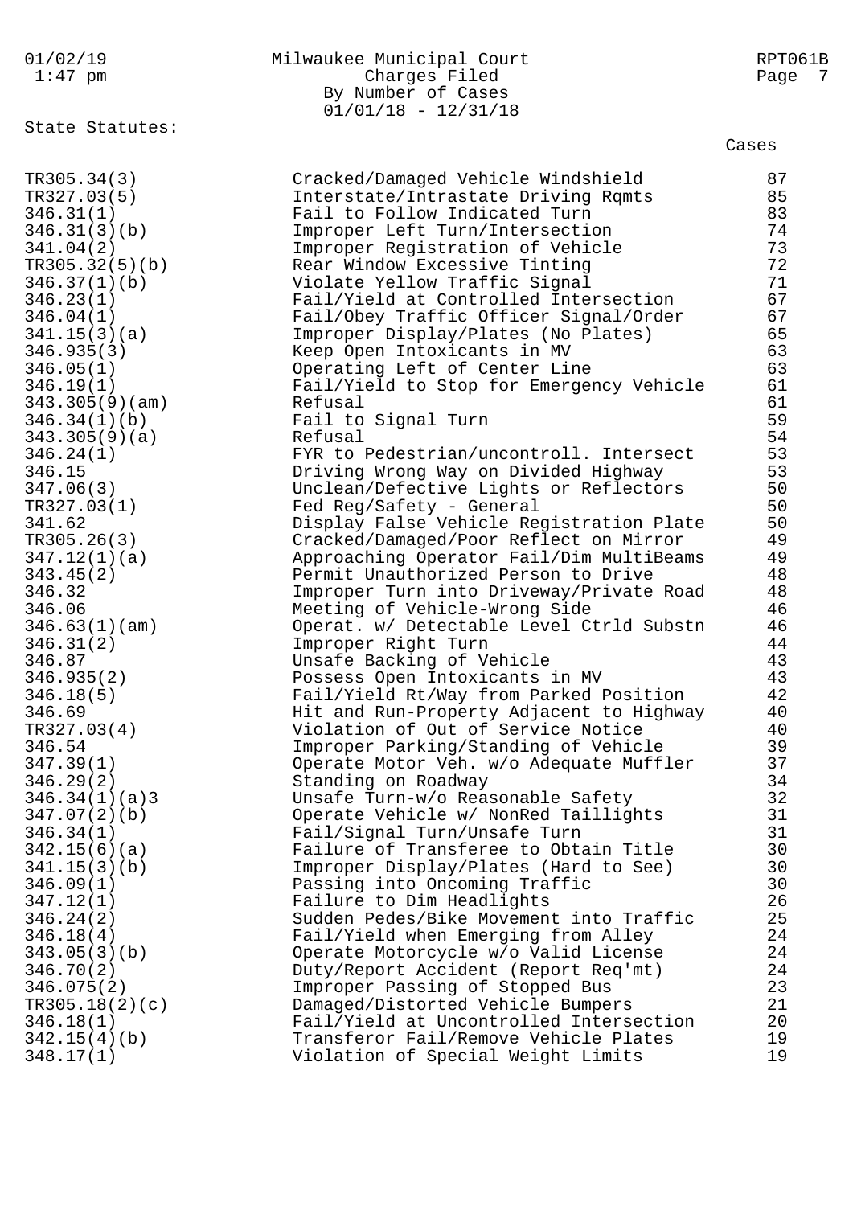Milwaukee Municipal Court
Charges Filed
By Number of Cases
01/01/18 - 12/31/18

State Statutes:

| Statute | Description | Cases |
|---|---|---|
| TR305.34(3) | Cracked/Damaged Vehicle Windshield | 87 |
| TR327.03(5) | Interstate/Intrastate Driving Rqmts | 85 |
| 346.31(1) | Fail to Follow Indicated Turn | 83 |
| 346.31(3)(b) | Improper Left Turn/Intersection | 74 |
| 341.04(2) | Improper Registration of Vehicle | 73 |
| TR305.32(5)(b) | Rear Window Excessive Tinting | 72 |
| 346.37(1)(b) | Violate Yellow Traffic Signal | 71 |
| 346.23(1) | Fail/Yield at Controlled Intersection | 67 |
| 346.04(1) | Fail/Obey Traffic Officer Signal/Order | 67 |
| 341.15(3)(a) | Improper Display/Plates (No Plates) | 65 |
| 346.935(3) | Keep Open Intoxicants in MV | 63 |
| 346.05(1) | Operating Left of Center Line | 63 |
| 346.19(1) | Fail/Yield to Stop for Emergency Vehicle | 61 |
| 343.305(9)(am) | Refusal | 61 |
| 346.34(1)(b) | Fail to Signal Turn | 59 |
| 343.305(9)(a) | Refusal | 54 |
| 346.24(1) | FYR to Pedestrian/uncontroll. Intersect | 53 |
| 346.15 | Driving Wrong Way on Divided Highway | 53 |
| 347.06(3) | Unclean/Defective Lights or Reflectors | 50 |
| TR327.03(1) | Fed Reg/Safety - General | 50 |
| 341.62 | Display False Vehicle Registration Plate | 50 |
| TR305.26(3) | Cracked/Damaged/Poor Reflect on Mirror | 49 |
| 347.12(1)(a) | Approaching Operator Fail/Dim MultiBeams | 49 |
| 343.45(2) | Permit Unauthorized Person to Drive | 48 |
| 346.32 | Improper Turn into Driveway/Private Road | 48 |
| 346.06 | Meeting of Vehicle-Wrong Side | 46 |
| 346.63(1)(am) | Operat. w/ Detectable Level Ctrld Substn | 46 |
| 346.31(2) | Improper Right Turn | 44 |
| 346.87 | Unsafe Backing of Vehicle | 43 |
| 346.935(2) | Possess Open Intoxicants in MV | 43 |
| 346.18(5) | Fail/Yield Rt/Way from Parked Position | 42 |
| 346.69 | Hit and Run-Property Adjacent to Highway | 40 |
| TR327.03(4) | Violation of Out of Service Notice | 40 |
| 346.54 | Improper Parking/Standing of Vehicle | 39 |
| 347.39(1) | Operate Motor Veh. w/o Adequate Muffler | 37 |
| 346.29(2) | Standing on Roadway | 34 |
| 346.34(1)(a)3 | Unsafe Turn-w/o Reasonable Safety | 32 |
| 347.07(2)(b) | Operate Vehicle w/ NonRed Taillights | 31 |
| 346.34(1) | Fail/Signal Turn/Unsafe Turn | 31 |
| 342.15(6)(a) | Failure of Transferee to Obtain Title | 30 |
| 341.15(3)(b) | Improper Display/Plates (Hard to See) | 30 |
| 346.09(1) | Passing into Oncoming Traffic | 30 |
| 347.12(1) | Failure to Dim Headlights | 26 |
| 346.24(2) | Sudden Pedes/Bike Movement into Traffic | 25 |
| 346.18(4) | Fail/Yield when Emerging from Alley | 24 |
| 343.05(3)(b) | Operate Motorcycle w/o Valid License | 24 |
| 346.70(2) | Duty/Report Accident (Report Req'mt) | 24 |
| 346.075(2) | Improper Passing of Stopped Bus | 23 |
| TR305.18(2)(c) | Damaged/Distorted Vehicle Bumpers | 21 |
| 346.18(1) | Fail/Yield at Uncontrolled Intersection | 20 |
| 342.15(4)(b) | Transferor Fail/Remove Vehicle Plates | 19 |
| 348.17(1) | Violation of Special Weight Limits | 19 |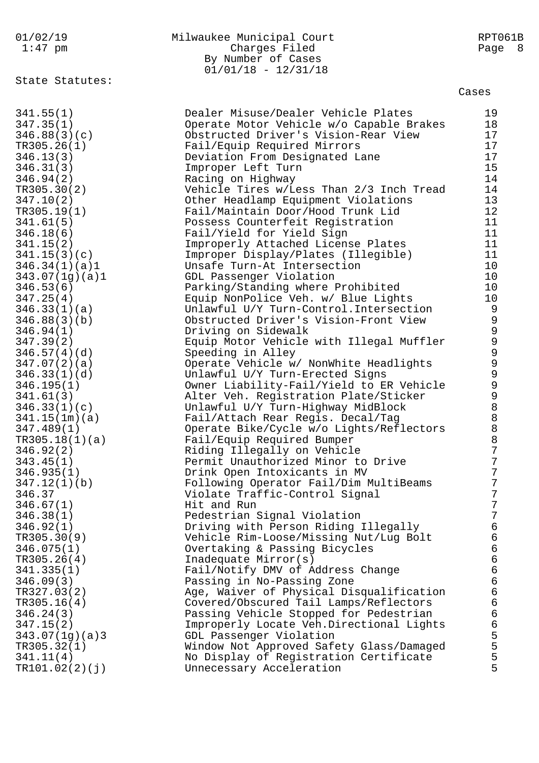State Statutes:

| Statute | Description | Cases |
|---|---|---|
| 341.55(1) | Dealer Misuse/Dealer Vehicle Plates | 19 |
| 347.35(1) | Operate Motor Vehicle w/o Capable Brakes | 18 |
| 346.88(3)(c) | Obstructed Driver's Vision-Rear View | 17 |
| TR305.26(1) | Fail/Equip Required Mirrors | 17 |
| 346.13(3) | Deviation From Designated Lane | 17 |
| 346.31(3) | Improper Left Turn | 15 |
| 346.94(2) | Racing on Highway | 14 |
| TR305.30(2) | Vehicle Tires w/Less Than 2/3 Inch Tread | 14 |
| 347.10(2) | Other Headlamp Equipment Violations | 13 |
| TR305.19(1) | Fail/Maintain Door/Hood Trunk Lid | 12 |
| 341.61(5) | Possess Counterfeit Registration | 11 |
| 346.18(6) | Fail/Yield for Yield Sign | 11 |
| 341.15(2) | Improperly Attached License Plates | 11 |
| 341.15(3)(c) | Improper Display/Plates (Illegible) | 11 |
| 346.34(1)(a)1 | Unsafe Turn-At Intersection | 10 |
| 343.07(1g)(a)1 | GDL Passenger Violation | 10 |
| 346.53(6) | Parking/Standing where Prohibited | 10 |
| 347.25(4) | Equip NonPolice Veh. w/ Blue Lights | 10 |
| 346.33(1)(a) | Unlawful U/Y Turn-Control.Intersection | 9 |
| 346.88(3)(b) | Obstructed Driver's Vision-Front View | 9 |
| 346.94(1) | Driving on Sidewalk | 9 |
| 347.39(2) | Equip Motor Vehicle with Illegal Muffler | 9 |
| 346.57(4)(d) | Speeding in Alley | 9 |
| 347.07(2)(a) | Operate Vehicle w/ NonWhite Headlights | 9 |
| 346.33(1)(d) | Unlawful U/Y Turn-Erected Signs | 9 |
| 346.195(1) | Owner Liability-Fail/Yield to ER Vehicle | 9 |
| 341.61(3) | Alter Veh. Registration Plate/Sticker | 9 |
| 346.33(1)(c) | Unlawful U/Y Turn-Highway MidBlock | 8 |
| 341.15(1m)(a) | Fail/Attach Rear Regis. Decal/Tag | 8 |
| 347.489(1) | Operate Bike/Cycle w/o Lights/Reflectors | 8 |
| TR305.18(1)(a) | Fail/Equip Required Bumper | 8 |
| 346.92(2) | Riding Illegally on Vehicle | 7 |
| 343.45(1) | Permit Unauthorized Minor to Drive | 7 |
| 346.935(1) | Drink Open Intoxicants in MV | 7 |
| 347.12(1)(b) | Following Operator Fail/Dim MultiBeams | 7 |
| 346.37 | Violate Traffic-Control Signal | 7 |
| 346.67(1) | Hit and Run | 7 |
| 346.38(1) | Pedestrian Signal Violation | 7 |
| 346.92(1) | Driving with Person Riding Illegally | 6 |
| TR305.30(9) | Vehicle Rim-Loose/Missing Nut/Lug Bolt | 6 |
| 346.075(1) | Overtaking & Passing Bicycles | 6 |
| TR305.26(4) | Inadequate Mirror(s) | 6 |
| 341.335(1) | Fail/Notify DMV of Address Change | 6 |
| 346.09(3) | Passing in No-Passing Zone | 6 |
| TR327.03(2) | Age, Waiver of Physical Disqualification | 6 |
| TR305.16(4) | Covered/Obscured Tail Lamps/Reflectors | 6 |
| 346.24(3) | Passing Vehicle Stopped for Pedestrian | 6 |
| 347.15(2) | Improperly Locate Veh.Directional Lights | 6 |
| 343.07(1g)(a)3 | GDL Passenger Violation | 5 |
| TR305.32(1) | Window Not Approved Safety Glass/Damaged | 5 |
| 341.11(4) | No Display of Registration Certificate | 5 |
| TR101.02(2)(j) | Unnecessary Acceleration | 5 |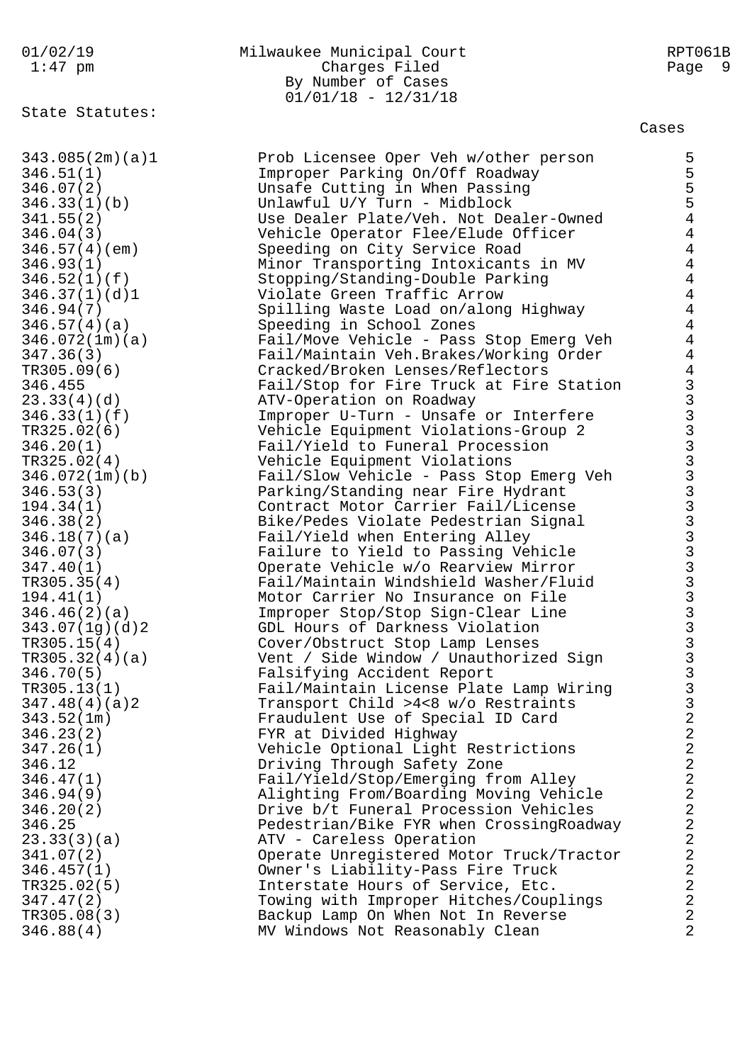Milwaukee Municipal Court
Charges Filed
By Number of Cases
01/01/18 - 12/31/18

State Statutes:

| Statute | Description | Cases |
|---|---|---|
| 343.085(2m)(a)1 | Prob Licensee Oper Veh w/other person | 5 |
| 346.51(1) | Improper Parking On/Off Roadway | 5 |
| 346.07(2) | Unsafe Cutting in When Passing | 5 |
| 346.33(1)(b) | Unlawful U/Y Turn - Midblock | 5 |
| 341.55(2) | Use Dealer Plate/Veh. Not Dealer-Owned | 4 |
| 346.04(3) | Vehicle Operator Flee/Elude Officer | 4 |
| 346.57(4)(em) | Speeding on City Service Road | 4 |
| 346.93(1) | Minor Transporting Intoxicants in MV | 4 |
| 346.52(1)(f) | Stopping/Standing-Double Parking | 4 |
| 346.37(1)(d)1 | Violate Green Traffic Arrow | 4 |
| 346.94(7) | Spilling Waste Load on/along Highway | 4 |
| 346.57(4)(a) | Speeding in School Zones | 4 |
| 346.072(1m)(a) | Fail/Move Vehicle - Pass Stop Emerg Veh | 4 |
| 347.36(3) | Fail/Maintain Veh.Brakes/Working Order | 4 |
| TR305.09(6) | Cracked/Broken Lenses/Reflectors | 4 |
| 346.455 | Fail/Stop for Fire Truck at Fire Station | 3 |
| 23.33(4)(d) | ATV-Operation on Roadway | 3 |
| 346.33(1)(f) | Improper U-Turn - Unsafe or Interfere | 3 |
| TR325.02(6) | Vehicle Equipment Violations-Group 2 | 3 |
| 346.20(1) | Fail/Yield to Funeral Procession | 3 |
| TR325.02(4) | Vehicle Equipment Violations | 3 |
| 346.072(1m)(b) | Fail/Slow Vehicle - Pass Stop Emerg Veh | 3 |
| 346.53(3) | Parking/Standing near Fire Hydrant | 3 |
| 194.34(1) | Contract Motor Carrier Fail/License | 3 |
| 346.38(2) | Bike/Pedes Violate Pedestrian Signal | 3 |
| 346.18(7)(a) | Fail/Yield when Entering Alley | 3 |
| 346.07(3) | Failure to Yield to Passing Vehicle | 3 |
| 347.40(1) | Operate Vehicle w/o Rearview Mirror | 3 |
| TR305.35(4) | Fail/Maintain Windshield Washer/Fluid | 3 |
| 194.41(1) | Motor Carrier No Insurance on File | 3 |
| 346.46(2)(a) | Improper Stop/Stop Sign-Clear Line | 3 |
| 343.07(1g)(d)2 | GDL Hours of Darkness Violation | 3 |
| TR305.15(4) | Cover/Obstruct Stop Lamp Lenses | 3 |
| TR305.32(4)(a) | Vent / Side Window / Unauthorized Sign | 3 |
| 346.70(5) | Falsifying Accident Report | 3 |
| TR305.13(1) | Fail/Maintain License Plate Lamp Wiring | 3 |
| 347.48(4)(a)2 | Transport Child >4<8 w/o Restraints | 3 |
| 343.52(1m) | Fraudulent Use of Special ID Card | 2 |
| 346.23(2) | FYR at Divided Highway | 2 |
| 347.26(1) | Vehicle Optional Light Restrictions | 2 |
| 346.12 | Driving Through Safety Zone | 2 |
| 346.47(1) | Fail/Yield/Stop/Emerging from Alley | 2 |
| 346.94(9) | Alighting From/Boarding Moving Vehicle | 2 |
| 346.20(2) | Drive b/t Funeral Procession Vehicles | 2 |
| 346.25 | Pedestrian/Bike FYR when CrossingRoadway | 2 |
| 23.33(3)(a) | ATV - Careless Operation | 2 |
| 341.07(2) | Operate Unregistered Motor Truck/Tractor | 2 |
| 346.457(1) | Owner's Liability-Pass Fire Truck | 2 |
| TR325.02(5) | Interstate Hours of Service, Etc. | 2 |
| 347.47(2) | Towing with Improper Hitches/Couplings | 2 |
| TR305.08(3) | Backup Lamp On When Not In Reverse | 2 |
| 346.88(4) | MV Windows Not Reasonably Clean | 2 |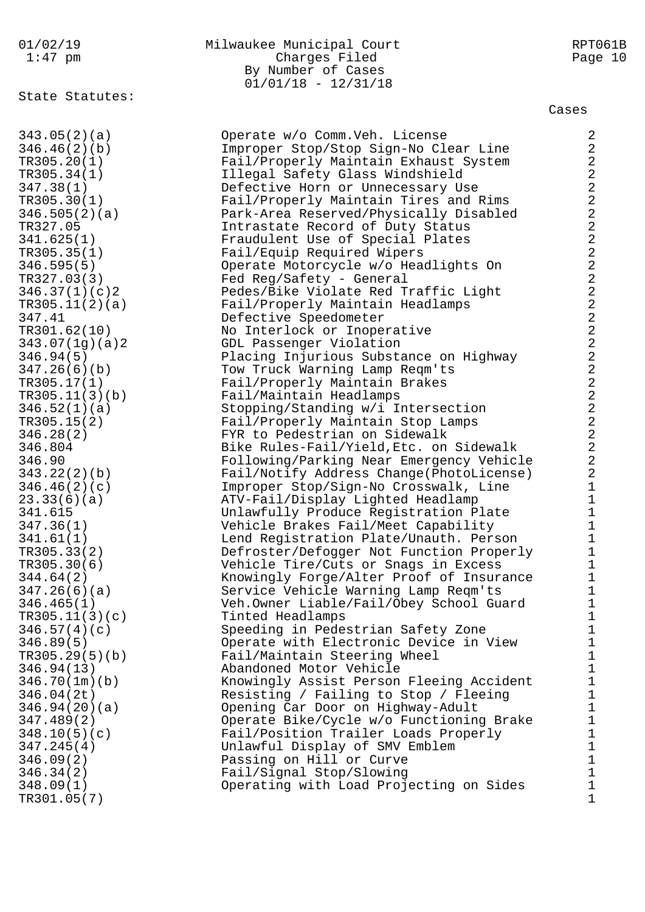01/02/19 1:47 pm

Milwaukee Municipal Court
Charges Filed
By Number of Cases
01/01/18 - 12/31/18

RPT061B

State Statutes:

| Statute | Description | Cases |
|---|---|---|
| 343.05(2)(a) | Operate w/o Comm.Veh. License | 2 |
| 346.46(2)(b) | Improper Stop/Stop Sign-No Clear Line | 2 |
| TR305.20(1) | Fail/Properly Maintain Exhaust System | 2 |
| TR305.34(1) | Illegal Safety Glass Windshield | 2 |
| 347.38(1) | Defective Horn or Unnecessary Use | 2 |
| TR305.30(1) | Fail/Properly Maintain Tires and Rims | 2 |
| 346.505(2)(a) | Park-Area Reserved/Physically Disabled | 2 |
| TR327.05 | Intrastate Record of Duty Status | 2 |
| 341.625(1) | Fraudulent Use of Special Plates | 2 |
| TR305.35(1) | Fail/Equip Required Wipers | 2 |
| 346.595(5) | Operate Motorcycle w/o Headlights On | 2 |
| TR327.03(3) | Fed Reg/Safety - General | 2 |
| 346.37(1)(c)2 | Pedes/Bike Violate Red Traffic Light | 2 |
| TR305.11(2)(a) | Fail/Properly Maintain Headlamps | 2 |
| 347.41 | Defective Speedometer | 2 |
| TR301.62(10) | No Interlock or Inoperative | 2 |
| 343.07(1g)(a)2 | GDL Passenger Violation | 2 |
| 346.94(5) | Placing Injurious Substance on Highway | 2 |
| 347.26(6)(b) | Tow Truck Warning Lamp Reqm'ts | 2 |
| TR305.17(1) | Fail/Properly Maintain Brakes | 2 |
| TR305.11(3)(b) | Fail/Maintain Headlamps | 2 |
| 346.52(1)(a) | Stopping/Standing w/i Intersection | 2 |
| TR305.15(2) | Fail/Properly Maintain Stop Lamps | 2 |
| 346.28(2) | FYR to Pedestrian on Sidewalk | 2 |
| 346.804 | Bike Rules-Fail/Yield,Etc. on Sidewalk | 2 |
| 346.90 | Following/Parking Near Emergency Vehicle | 2 |
| 343.22(2)(b) | Fail/Notify Address Change(PhotoLicense) | 2 |
| 346.46(2)(c) | Improper Stop/Sign-No Crosswalk, Line | 1 |
| 23.33(6)(a) | ATV-Fail/Display Lighted Headlamp | 1 |
| 341.615 | Unlawfully Produce Registration Plate | 1 |
| 347.36(1) | Vehicle Brakes Fail/Meet Capability | 1 |
| 341.61(1) | Lend Registration Plate/Unauth. Person | 1 |
| TR305.33(2) | Defroster/Defogger Not Function Properly | 1 |
| TR305.30(6) | Vehicle Tire/Cuts or Snags in Excess | 1 |
| 344.64(2) | Knowingly Forge/Alter Proof of Insurance | 1 |
| 347.26(6)(a) | Service Vehicle Warning Lamp Reqm'ts | 1 |
| 346.465(1) | Veh.Owner Liable/Fail/Obey School Guard | 1 |
| TR305.11(3)(c) | Tinted Headlamps | 1 |
| 346.57(4)(c) | Speeding in Pedestrian Safety Zone | 1 |
| 346.89(5) | Operate with Electronic Device in View | 1 |
| TR305.29(5)(b) | Fail/Maintain Steering Wheel | 1 |
| 346.94(13) | Abandoned Motor Vehicle | 1 |
| 346.70(1m)(b) | Knowingly Assist Person Fleeing Accident | 1 |
| 346.04(2t) | Resisting / Failing to Stop / Fleeing | 1 |
| 346.94(20)(a) | Opening Car Door on Highway-Adult | 1 |
| 347.489(2) | Operate Bike/Cycle w/o Functioning Brake | 1 |
| 348.10(5)(c) | Fail/Position Trailer Loads Properly | 1 |
| 347.245(4) | Unlawful Display of SMV Emblem | 1 |
| 346.09(2) | Passing on Hill or Curve | 1 |
| 346.34(2) | Fail/Signal Stop/Slowing | 1 |
| 348.09(1) | Operating with Load Projecting on Sides | 1 |
| TR301.05(7) | | 1 |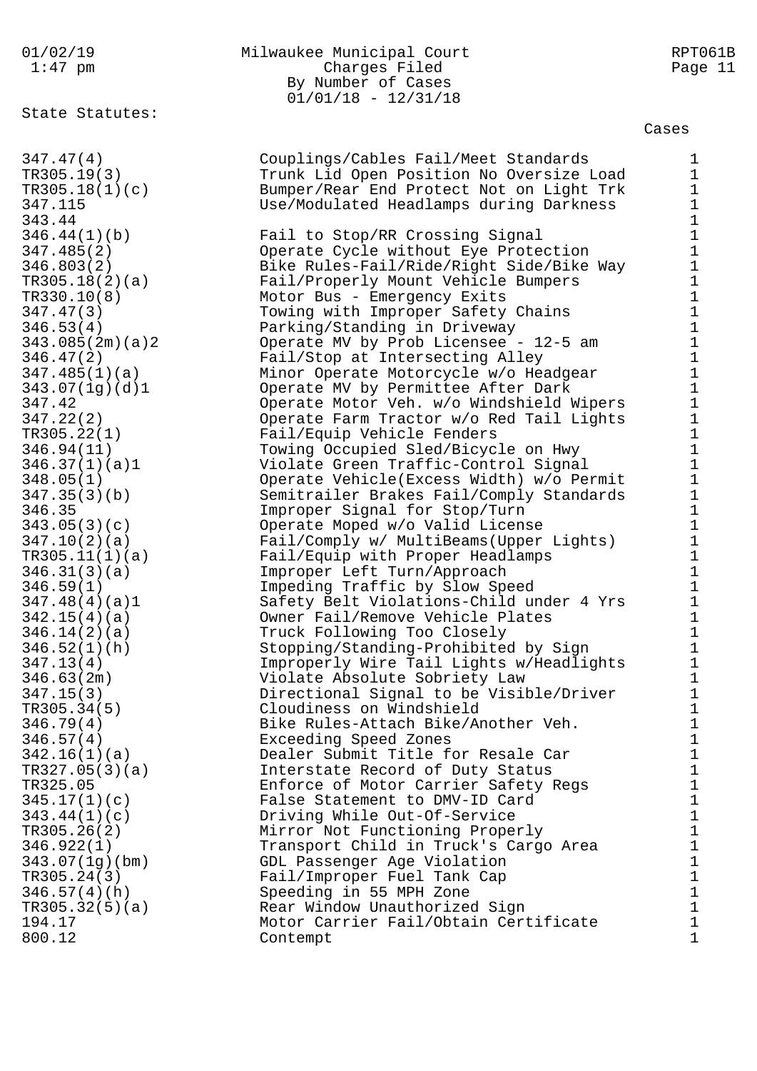State Statutes:

| | | Cases |
|---|---|---|
| 347.47(4) | Couplings/Cables Fail/Meet Standards | 1 |
| TR305.19(3) | Trunk Lid Open Position No Oversize Load | 1 |
| TR305.18(1)(c) | Bumper/Rear End Protect Not on Light Trk | 1 |
| 347.115 | Use/Modulated Headlamps during Darkness | 1 |
| 343.44 | | 1 |
| 346.44(1)(b) | Fail to Stop/RR Crossing Signal | 1 |
| 347.485(2) | Operate Cycle without Eye Protection | 1 |
| 346.803(2) | Bike Rules-Fail/Ride/Right Side/Bike Way | 1 |
| TR305.18(2)(a) | Fail/Properly Mount Vehicle Bumpers | 1 |
| TR330.10(8) | Motor Bus - Emergency Exits | 1 |
| 347.47(3) | Towing with Improper Safety Chains | 1 |
| 346.53(4) | Parking/Standing in Driveway | 1 |
| 343.085(2m)(a)2 | Operate MV by Prob Licensee - 12-5 am | 1 |
| 346.47(2) | Fail/Stop at Intersecting Alley | 1 |
| 347.485(1)(a) | Minor Operate Motorcycle w/o Headgear | 1 |
| 343.07(1g)(d)1 | Operate MV by Permittee After Dark | 1 |
| 347.42 | Operate Motor Veh. w/o Windshield Wipers | 1 |
| 347.22(2) | Operate Farm Tractor w/o Red Tail Lights | 1 |
| TR305.22(1) | Fail/Equip Vehicle Fenders | 1 |
| 346.94(11) | Towing Occupied Sled/Bicycle on Hwy | 1 |
| 346.37(1)(a)1 | Violate Green Traffic-Control Signal | 1 |
| 348.05(1) | Operate Vehicle(Excess Width) w/o Permit | 1 |
| 347.35(3)(b) | Semitrailer Brakes Fail/Comply Standards | 1 |
| 346.35 | Improper Signal for Stop/Turn | 1 |
| 343.05(3)(c) | Operate Moped w/o Valid License | 1 |
| 347.10(2)(a) | Fail/Comply w/ MultiBeams(Upper Lights) | 1 |
| TR305.11(1)(a) | Fail/Equip with Proper Headlamps | 1 |
| 346.31(3)(a) | Improper Left Turn/Approach | 1 |
| 346.59(1) | Impeding Traffic by Slow Speed | 1 |
| 347.48(4)(a)1 | Safety Belt Violations-Child under 4 Yrs | 1 |
| 342.15(4)(a) | Owner Fail/Remove Vehicle Plates | 1 |
| 346.14(2)(a) | Truck Following Too Closely | 1 |
| 346.52(1)(h) | Stopping/Standing-Prohibited by Sign | 1 |
| 347.13(4) | Improperly Wire Tail Lights w/Headlights | 1 |
| 346.63(2m) | Violate Absolute Sobriety Law | 1 |
| 347.15(3) | Directional Signal to be Visible/Driver | 1 |
| TR305.34(5) | Cloudiness on Windshield | 1 |
| 346.79(4) | Bike Rules-Attach Bike/Another Veh. | 1 |
| 346.57(4) | Exceeding Speed Zones | 1 |
| 342.16(1)(a) | Dealer Submit Title for Resale Car | 1 |
| TR327.05(3)(a) | Interstate Record of Duty Status | 1 |
| TR325.05 | Enforce of Motor Carrier Safety Regs | 1 |
| 345.17(1)(c) | False Statement to DMV-ID Card | 1 |
| 343.44(1)(c) | Driving While Out-Of-Service | 1 |
| TR305.26(2) | Mirror Not Functioning Properly | 1 |
| 346.922(1) | Transport Child in Truck's Cargo Area | 1 |
| 343.07(1g)(bm) | GDL Passenger Age Violation | 1 |
| TR305.24(3) | Fail/Improper Fuel Tank Cap | 1 |
| 346.57(4)(h) | Speeding in 55 MPH Zone | 1 |
| TR305.32(5)(a) | Rear Window Unauthorized Sign | 1 |
| 194.17 | Motor Carrier Fail/Obtain Certificate | 1 |
| 800.12 | Contempt | 1 |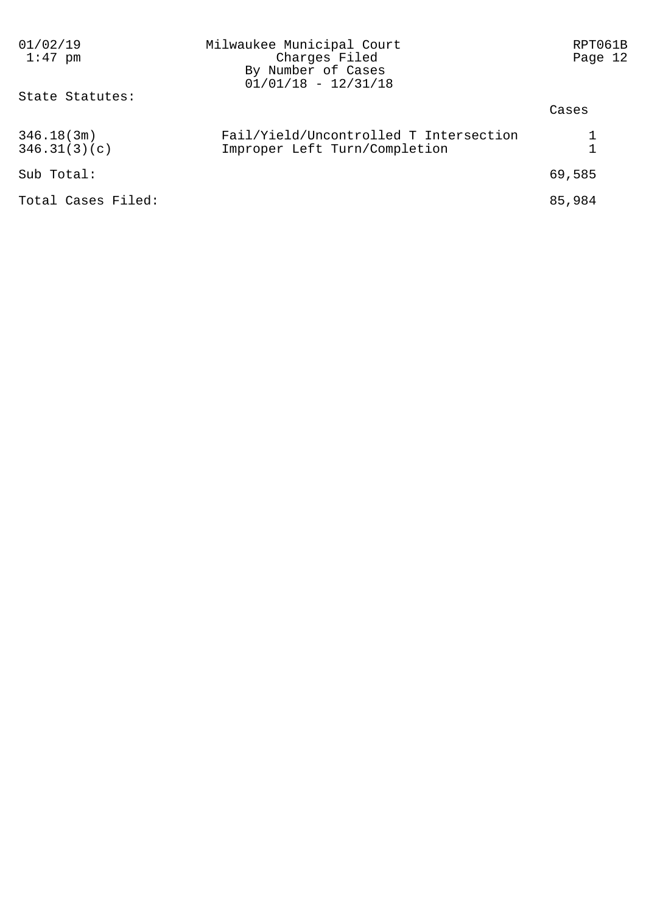Milwaukee Municipal Court
Charges Filed
By Number of Cases
01/01/18 - 12/31/18

State Statutes:

| | | Cases |
|---|---|---|
| 346.18(3m) | Fail/Yield/Uncontrolled T Intersection | 1 |
| 346.31(3)(c) | Improper Left Turn/Completion | 1 |
| Sub Total: | | 69,585 |
| Total Cases Filed: | | 85,984 |